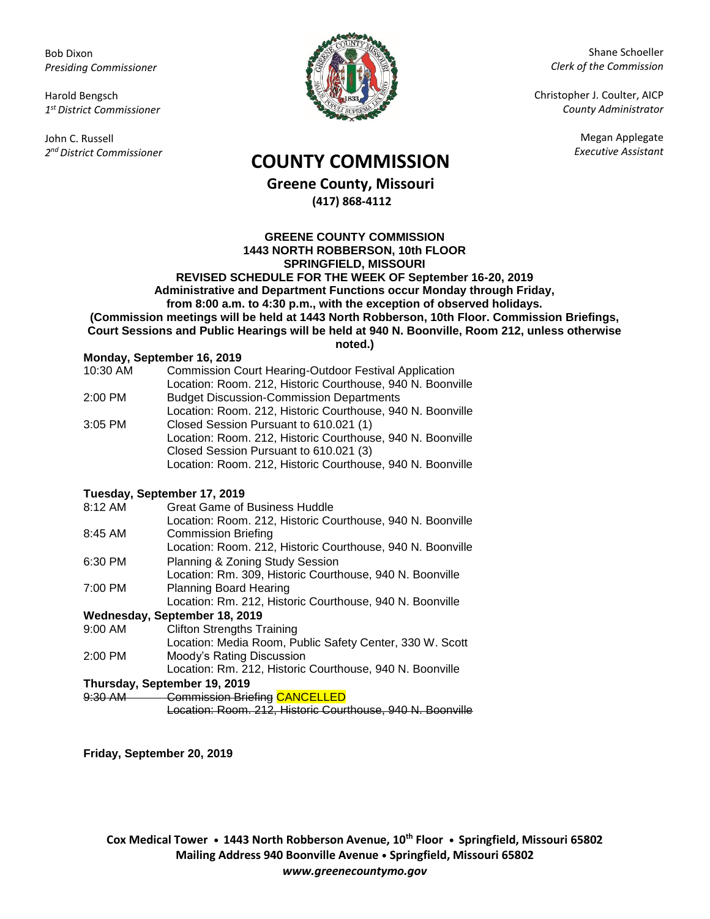Bob Dixon
*Presiding Commissioner*

Harold Bengsch
*1st District Commissioner*

John C. Russell
*2nd District Commissioner*

Shane Schoeller
*Clerk of the Commission*

Christopher J. Coulter, AICP
*County Administrator*

Megan Applegate
*Executive Assistant*

# COUNTY COMMISSION

**Greene County, Missouri**
**(417) 868-4112**

**GREENE COUNTY COMMISSION**
**1443 NORTH ROBBERSON, 10th FLOOR**
**SPRINGFIELD, MISSOURI**
**REVISED SCHEDULE FOR THE WEEK OF September 16-20, 2019**
**Administrative and Department Functions occur Monday through Friday, from 8:00 a.m. to 4:30 p.m., with the exception of observed holidays.**
**(Commission meetings will be held at 1443 North Robberson, 10th Floor. Commission Briefings, Court Sessions and Public Hearings will be held at 940 N. Boonville, Room 212, unless otherwise noted.)**

**Monday, September 16, 2019**

| | |
|---|---|
| 10:30 AM | Commission Court Hearing-Outdoor Festival Application<br>Location: Room. 212, Historic Courthouse, 940 N. Boonville |
| 2:00 PM | Budget Discussion-Commission Departments<br>Location: Room. 212, Historic Courthouse, 940 N. Boonville |
| 3:05 PM | Closed Session Pursuant to 610.021 (1)<br>Location: Room. 212, Historic Courthouse, 940 N. Boonville<br>Closed Session Pursuant to 610.021 (3)<br>Location: Room. 212, Historic Courthouse, 940 N. Boonville |

**Tuesday, September 17, 2019**

| | |
|---|---|
| 8:12 AM | Great Game of Business Huddle<br>Location: Room. 212, Historic Courthouse, 940 N. Boonville |
| 8:45 AM | Commission Briefing<br>Location: Room. 212, Historic Courthouse, 940 N. Boonville |
| 6:30 PM | Planning & Zoning Study Session<br>Location: Rm. 309, Historic Courthouse, 940 N. Boonville |
| 7:00 PM | Planning Board Hearing<br>Location: Rm. 212, Historic Courthouse, 940 N. Boonville |

**Wednesday, September 18, 2019**

| | |
|---|---|
| 9:00 AM | Clifton Strengths Training<br>Location: Media Room, Public Safety Center, 330 W. Scott |
| 2:00 PM | Moody's Rating Discussion<br>Location: Rm. 212, Historic Courthouse, 940 N. Boonville |

**Thursday, September 19, 2019**

| | |
|---|---|
| ~~9:30 AM~~ | ~~Commission Briefing~~ CANCELLED<br>~~Location: Room. 212, Historic Courthouse, 940 N. Boonville~~ |

**Friday, September 20, 2019**

**Cox Medical Tower • 1443 North Robberson Avenue, 10th Floor • Springfield, Missouri 65802**
**Mailing Address 940 Boonville Avenue • Springfield, Missouri 65802**
***www.greenecountymo.gov***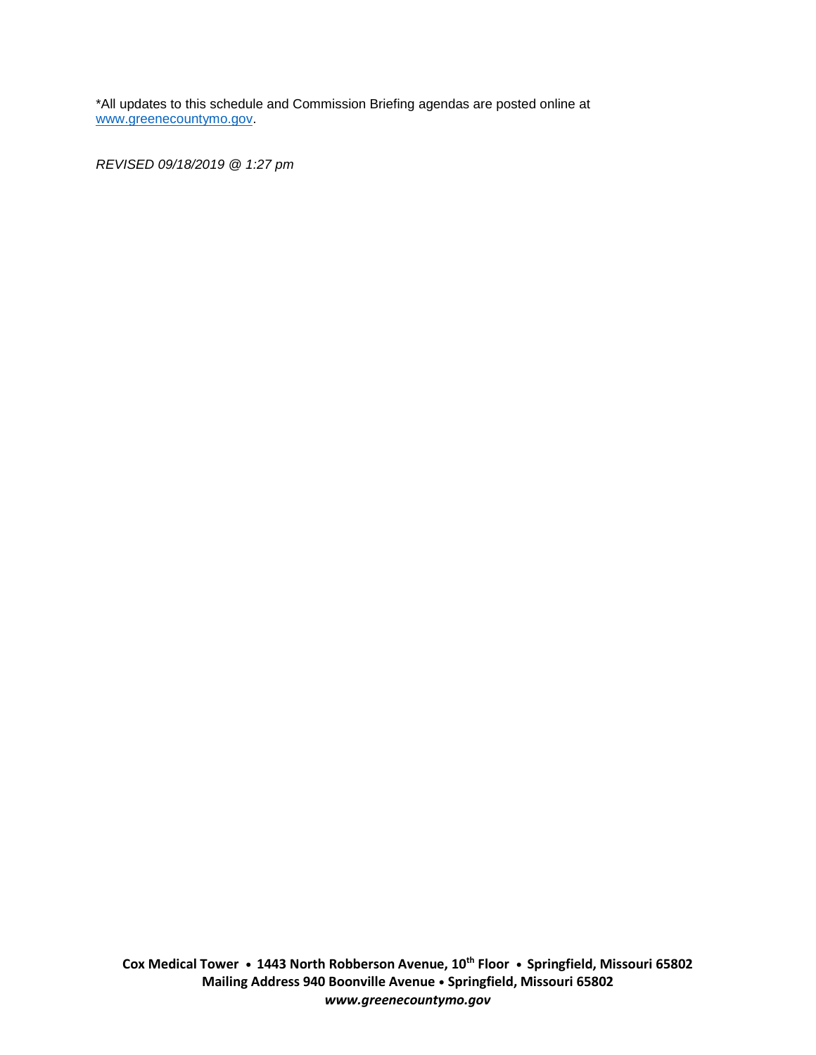*All updates to this schedule and Commission Briefing agendas are posted online at www.greenecountymo.gov.

*REVISED 09/18/2019 @ 1:27 pm*

**Cox Medical Tower • 1443 North Robberson Avenue, 10th Floor • Springfield, Missouri 65802**
**Mailing Address 940 Boonville Avenue • Springfield, Missouri 65802**
***www.greenecountymo.gov***